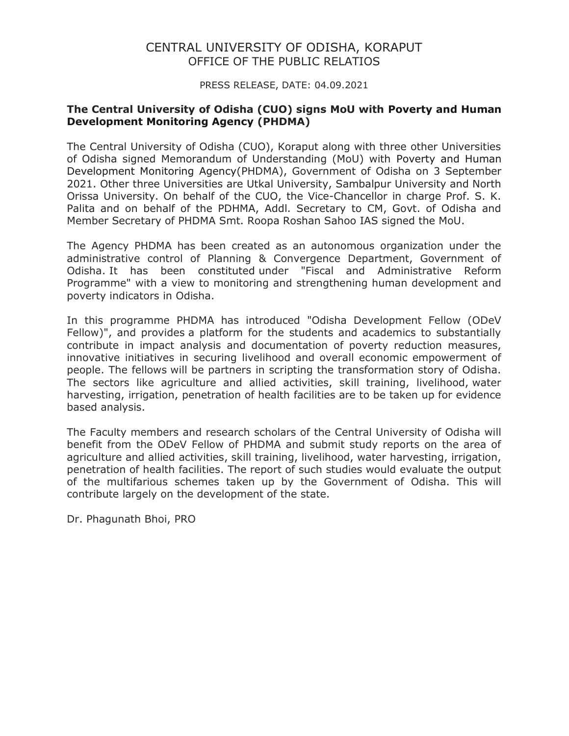CENTRAL UNIVERSITY OF ODISHA, KORAPUT
OFFICE OF THE PUBLIC RELATIOS

PRESS RELEASE, DATE: 04.09.2021

**The Central University of Odisha (CUO) signs MoU with Poverty and Human Development Monitoring Agency (PHDMA)**

The Central University of Odisha (CUO), Koraput along with three other Universities of Odisha signed Memorandum of Understanding (MoU) with Poverty and Human Development Monitoring Agency(PHDMA), Government of Odisha on 3 September 2021. Other three Universities are Utkal University, Sambalpur University and North Orissa University. On behalf of the CUO, the Vice-Chancellor in charge Prof. S. K. Palita and on behalf of the PDHMA, Addl. Secretary to CM, Govt. of Odisha and Member Secretary of PHDMA Smt. Roopa Roshan Sahoo IAS signed the MoU.

The Agency PHDMA has been created as an autonomous organization under the administrative control of Planning & Convergence Department, Government of Odisha. It has been constituted under "Fiscal and Administrative Reform Programme" with a view to monitoring and strengthening human development and poverty indicators in Odisha.

In this programme PHDMA has introduced "Odisha Development Fellow (ODeV Fellow)", and provides a platform for the students and academics to substantially contribute in impact analysis and documentation of poverty reduction measures, innovative initiatives in securing livelihood and overall economic empowerment of people. The fellows will be partners in scripting the transformation story of Odisha. The sectors like agriculture and allied activities, skill training, livelihood, water harvesting, irrigation, penetration of health facilities are to be taken up for evidence based analysis.

The Faculty members and research scholars of the Central University of Odisha will benefit from the ODeV Fellow of PHDMA and submit study reports on the area of agriculture and allied activities, skill training, livelihood, water harvesting, irrigation, penetration of health facilities. The report of such studies would evaluate the output of the multifarious schemes taken up by the Government of Odisha. This will contribute largely on the development of the state.

Dr. Phagunath Bhoi, PRO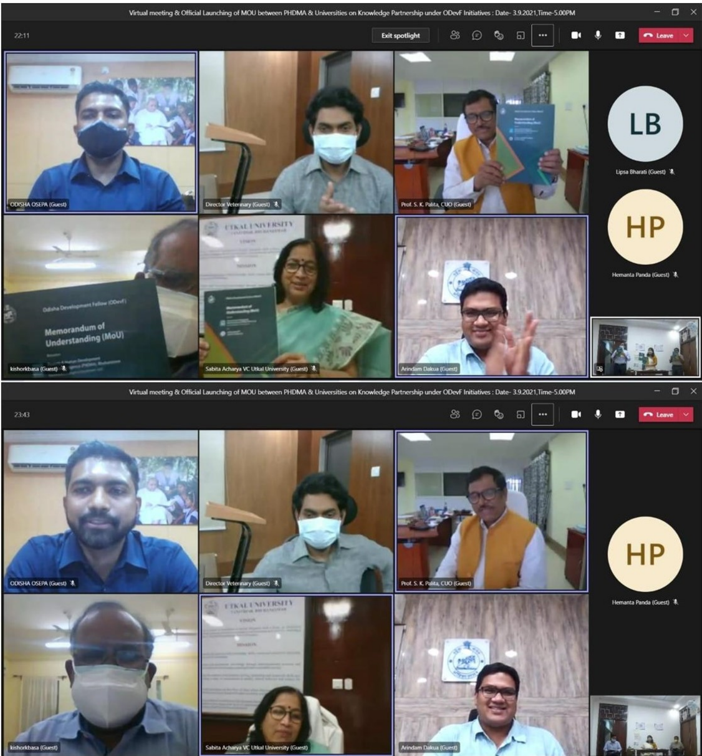Virtual meeting & Official Launching of MOU between PHDMA & Universities on Knowledge Partnership under ODevF Initiatives : Date- 3.9.2021,Time-5.00PM

22:11

Exit spotlight

Leave

ODISHA OSEPA (Guest)

Director Veterinary (Guest)

Prof. S. K. Palita, CUO (Guest)

LB

Lipsa Bharati (Guest)

HP

Hemanta Panda (Guest)

kishorkbasa (Guest)

Odisha Development Fellow (ODevF)

Memorandum of Understanding (MoU)

UTKAL UNIVERSITY

Sabita Acharya VC Utkal University (Guest)

Arindam Dakua (Guest)

Virtual meeting & Official Launching of MOU between PHDMA & Universities on Knowledge Partnership under ODevF Initiatives : Date- 3.9.2021,Time-5.00PM

23:43

Leave

ODISHA OSEPA (Guest)

Director Veterinary (Guest)

Prof. S. K. Palita, CUO (Guest)

HP

Hemanta Panda (Guest)

kishorkbasa (Guest)

UTKAL UNIVERSITY

Sabita Acharya VC Utkal University (Guest)

Arindam Dakua (Guest)